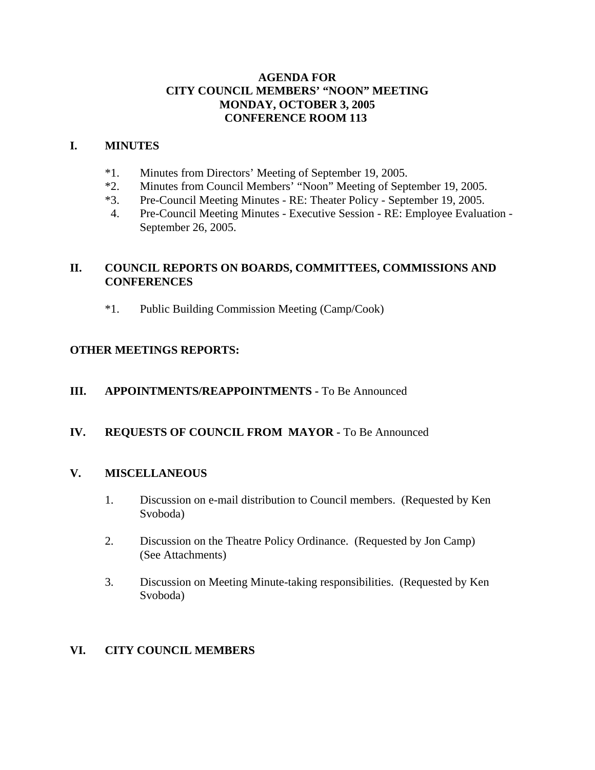# AGENDA FOR CITY COUNCIL MEMBERS' "NOON" MEETING MONDAY, OCTOBER 3, 2005 CONFERENCE ROOM 113

## I. MINUTES

*1. Minutes from Directors' Meeting of September 19, 2005.
*2. Minutes from Council Members' "Noon" Meeting of September 19, 2005.
*3. Pre-Council Meeting Minutes - RE: Theater Policy - September 19, 2005.
4. Pre-Council Meeting Minutes - Executive Session - RE: Employee Evaluation - September 26, 2005.

## II. COUNCIL REPORTS ON BOARDS, COMMITTEES, COMMISSIONS AND CONFERENCES

*1. Public Building Commission Meeting (Camp/Cook)

## OTHER MEETINGS REPORTS:

## III. APPOINTMENTS/REAPPOINTMENTS - To Be Announced

## IV. REQUESTS OF COUNCIL FROM MAYOR - To Be Announced

## V. MISCELLANEOUS

1. Discussion on e-mail distribution to Council members. (Requested by Ken Svoboda)

2. Discussion on the Theatre Policy Ordinance. (Requested by Jon Camp) (See Attachments)

3. Discussion on Meeting Minute-taking responsibilities. (Requested by Ken Svoboda)

## VI. CITY COUNCIL MEMBERS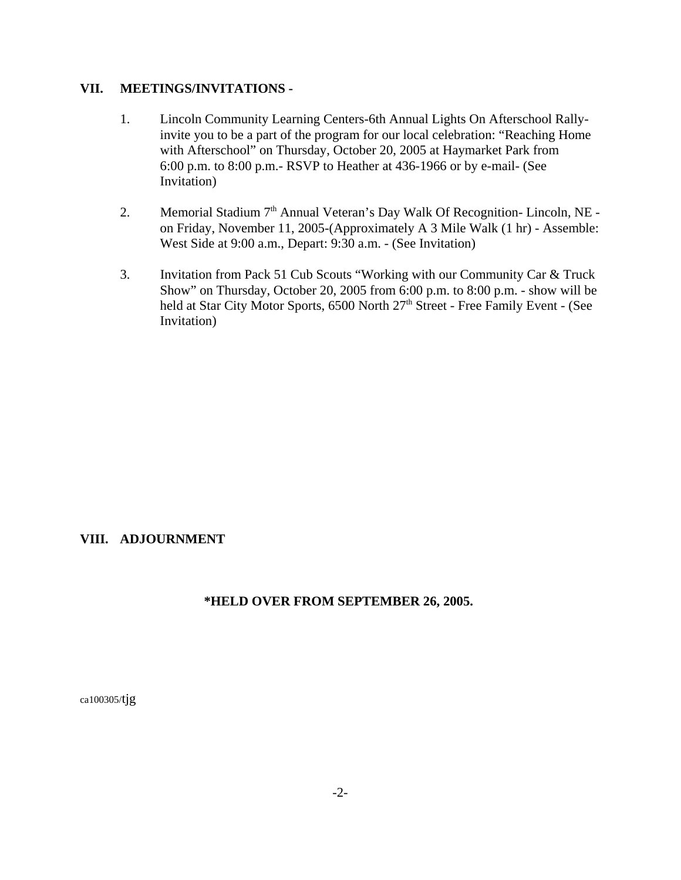## VII. MEETINGS/INVITATIONS -

1. Lincoln Community Learning Centers-6th Annual Lights On Afterschool Rally-invite you to be a part of the program for our local celebration: "Reaching Home with Afterschool" on Thursday, October 20, 2005 at Haymarket Park from 6:00 p.m. to 8:00 p.m.- RSVP to Heather at 436-1966 or by e-mail- (See Invitation)

2. Memorial Stadium 7th Annual Veteran's Day Walk Of Recognition- Lincoln, NE - on Friday, November 11, 2005-(Approximately A 3 Mile Walk (1 hr) - Assemble: West Side at 9:00 a.m., Depart: 9:30 a.m. - (See Invitation)

3. Invitation from Pack 51 Cub Scouts "Working with our Community Car & Truck Show" on Thursday, October 20, 2005 from 6:00 p.m. to 8:00 p.m. - show will be held at Star City Motor Sports, 6500 North 27th Street - Free Family Event - (See Invitation)

## VIII. ADJOURNMENT

**\*HELD OVER FROM SEPTEMBER 26, 2005.**

ca100305/tjg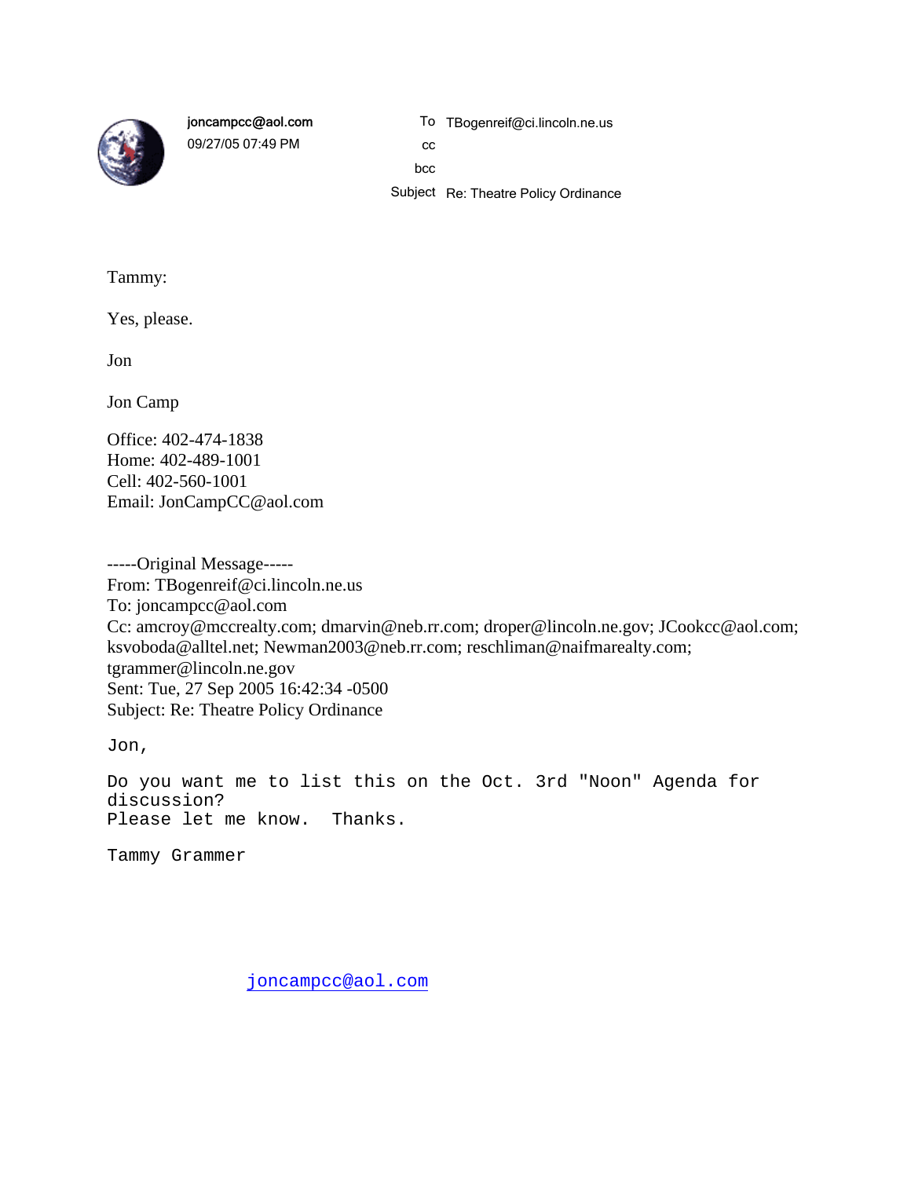joncampcc@aol.com
09/27/05 07:49 PM

To TBogenreif@ci.lincoln.ne.us
cc
bcc
Subject Re: Theatre Policy Ordinance

Tammy:

Yes, please.

Jon

Jon Camp

Office: 402-474-1838
Home: 402-489-1001
Cell: 402-560-1001
Email: JonCampCC@aol.com

-----Original Message-----
From: TBogenreif@ci.lincoln.ne.us
To: joncampcc@aol.com
Cc: amcroy@mccrealty.com; dmarvin@neb.rr.com; droper@lincoln.ne.gov; JCookcc@aol.com; ksvoboda@alltel.net; Newman2003@neb.rr.com; reschliman@naifmarealty.com; tgrammer@lincoln.ne.gov
Sent: Tue, 27 Sep 2005 16:42:34 -0500
Subject: Re: Theatre Policy Ordinance

```
Jon,

Do you want me to list this on the Oct. 3rd "Noon" Agenda for
discussion?
Please let me know.  Thanks.

Tammy Grammer
```

joncampcc@aol.com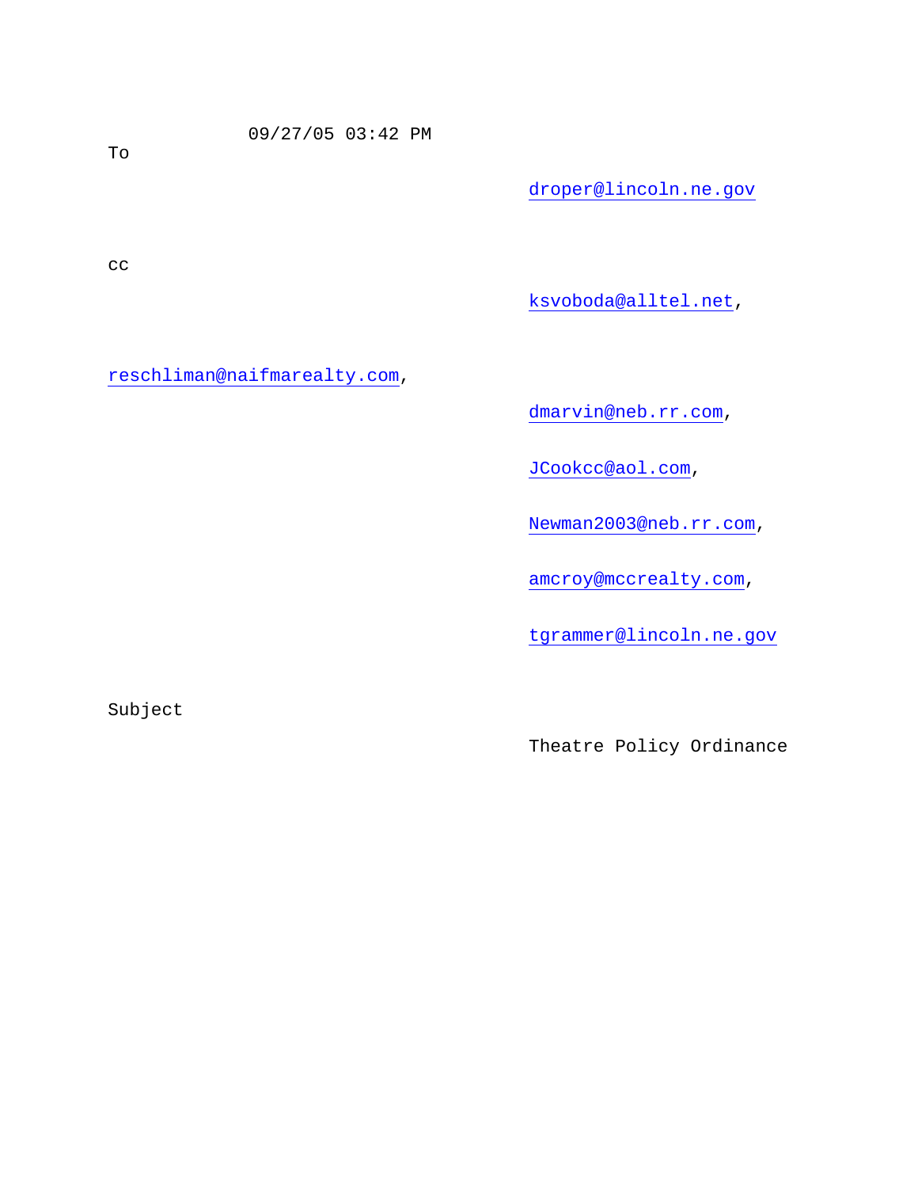09/27/05 03:42 PM

To

droper@lincoln.ne.gov

cc

ksvoboda@alltel.net,

reschliman@naifmarealty.com,

dmarvin@neb.rr.com,

JCookcc@aol.com,

Newman2003@neb.rr.com,

amcroy@mccrealty.com,

tgrammer@lincoln.ne.gov

Subject

Theatre Policy Ordinance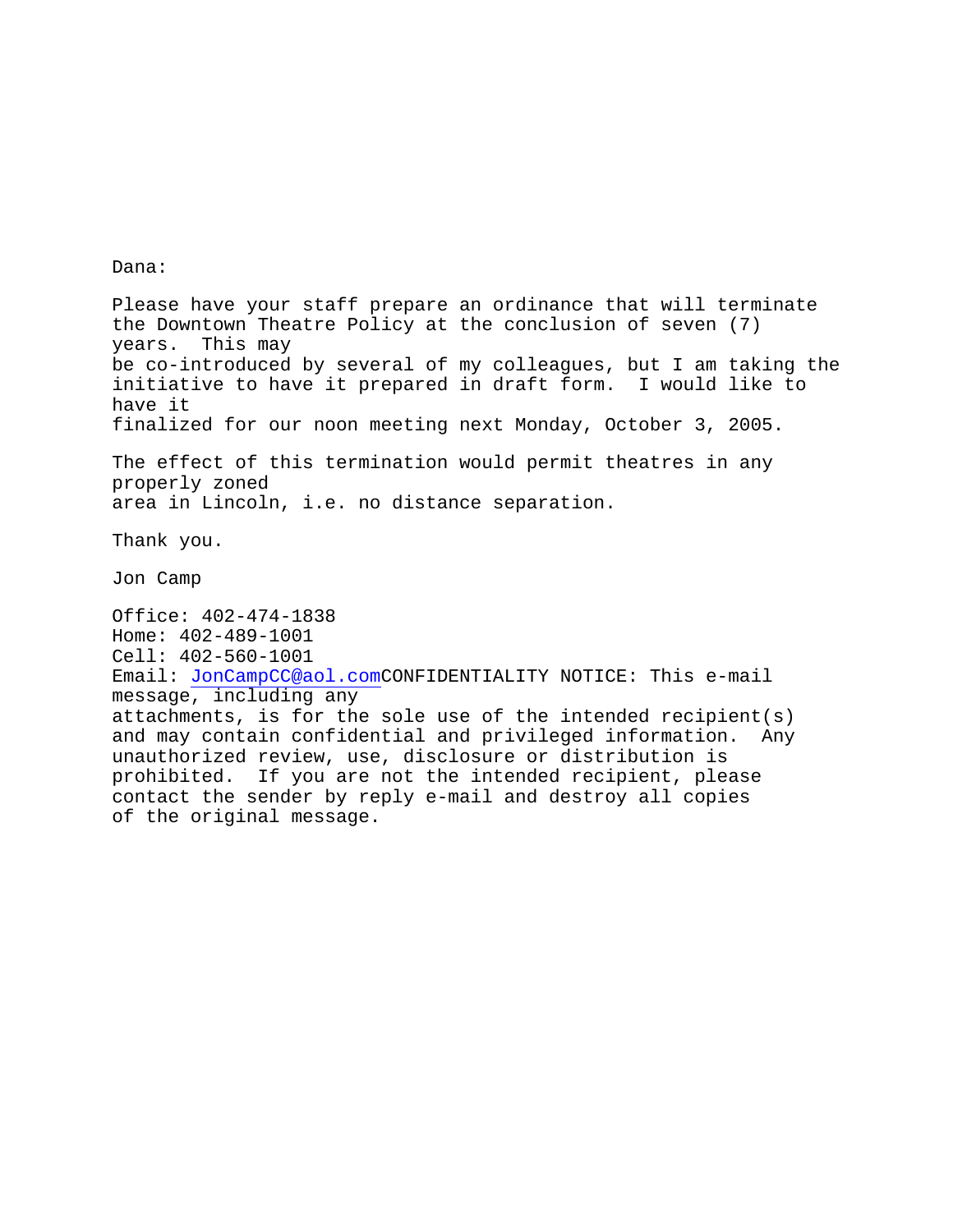Dana:

Please have your staff prepare an ordinance that will terminate the Downtown Theatre Policy at the conclusion of seven (7) years. This may be co-introduced by several of my colleagues, but I am taking the initiative to have it prepared in draft form. I would like to have it finalized for our noon meeting next Monday, October 3, 2005.

The effect of this termination would permit theatres in any properly zoned area in Lincoln, i.e. no distance separation.

Thank you.

Jon Camp

Office: 402-474-1838
Home: 402-489-1001
Cell: 402-560-1001
Email: JonCampCC@aol.comCONFIDENTIALITY NOTICE: This e-mail message, including any attachments, is for the sole use of the intended recipient(s) and may contain confidential and privileged information. Any unauthorized review, use, disclosure or distribution is prohibited. If you are not the intended recipient, please contact the sender by reply e-mail and destroy all copies of the original message.